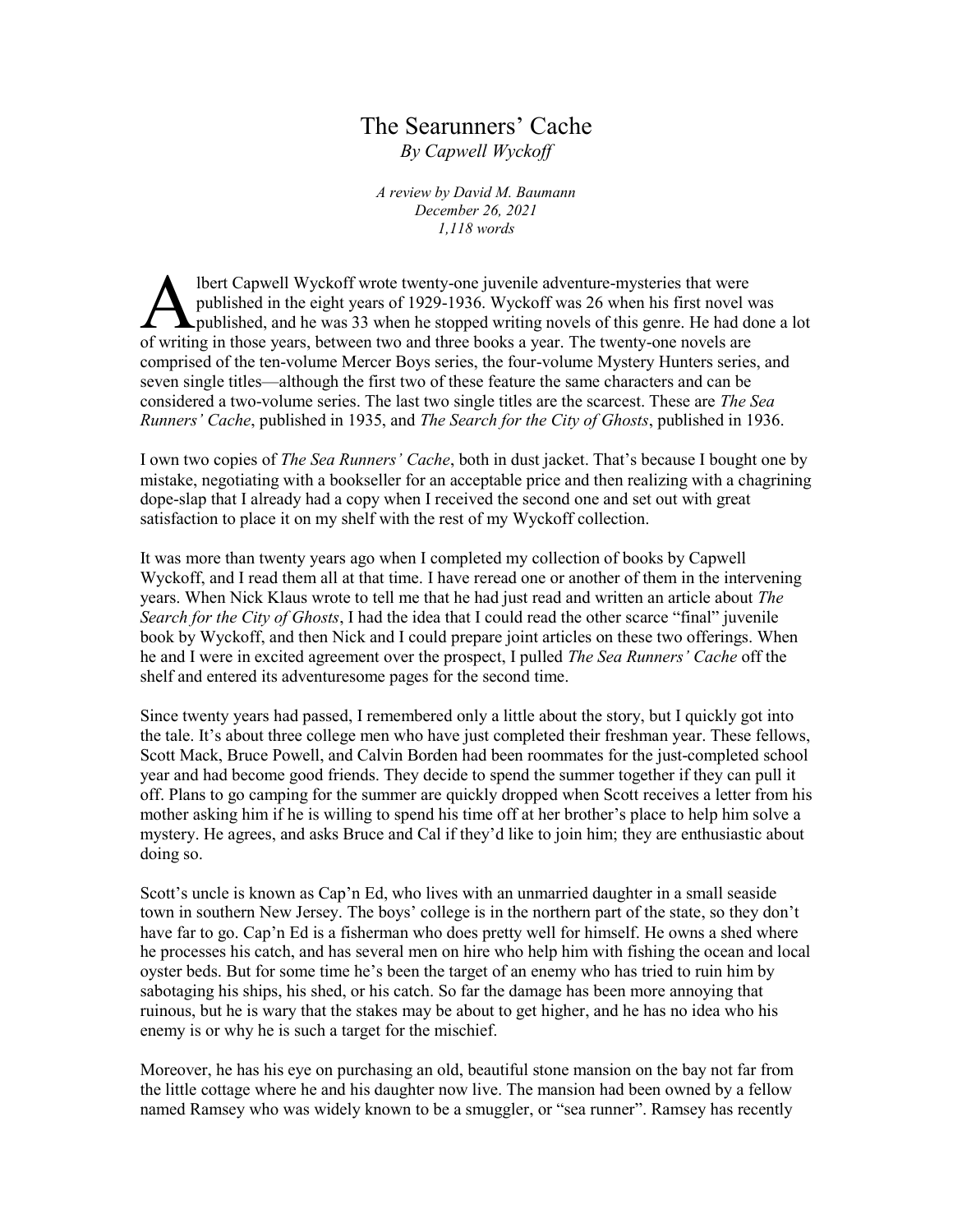# The Searunners' Cache

*By Capwell Wyckoff*

*A review by David M. Baumann*
*December 26, 2021*
*1,118 words*

Albert Capwell Wyckoff wrote twenty-one juvenile adventure-mysteries that were published in the eight years of 1929-1936. Wyckoff was 26 when his first novel was published, and he was 33 when he stopped writing novels of this genre. He had done a lot of writing in those years, between two and three books a year. The twenty-one novels are comprised of the ten-volume Mercer Boys series, the four-volume Mystery Hunters series, and seven single titles—although the first two of these feature the same characters and can be considered a two-volume series. The last two single titles are the scarcest. These are *The Sea Runners' Cache*, published in 1935, and *The Search for the City of Ghosts*, published in 1936.

I own two copies of *The Sea Runners' Cache*, both in dust jacket. That's because I bought one by mistake, negotiating with a bookseller for an acceptable price and then realizing with a chagrining dope-slap that I already had a copy when I received the second one and set out with great satisfaction to place it on my shelf with the rest of my Wyckoff collection.

It was more than twenty years ago when I completed my collection of books by Capwell Wyckoff, and I read them all at that time. I have reread one or another of them in the intervening years. When Nick Klaus wrote to tell me that he had just read and written an article about *The Search for the City of Ghosts*, I had the idea that I could read the other scarce "final" juvenile book by Wyckoff, and then Nick and I could prepare joint articles on these two offerings. When he and I were in excited agreement over the prospect, I pulled *The Sea Runners' Cache* off the shelf and entered its adventuresome pages for the second time.

Since twenty years had passed, I remembered only a little about the story, but I quickly got into the tale. It's about three college men who have just completed their freshman year. These fellows, Scott Mack, Bruce Powell, and Calvin Borden had been roommates for the just-completed school year and had become good friends. They decide to spend the summer together if they can pull it off. Plans to go camping for the summer are quickly dropped when Scott receives a letter from his mother asking him if he is willing to spend his time off at her brother's place to help him solve a mystery. He agrees, and asks Bruce and Cal if they'd like to join him; they are enthusiastic about doing so.

Scott's uncle is known as Cap'n Ed, who lives with an unmarried daughter in a small seaside town in southern New Jersey. The boys' college is in the northern part of the state, so they don't have far to go. Cap'n Ed is a fisherman who does pretty well for himself. He owns a shed where he processes his catch, and has several men on hire who help him with fishing the ocean and local oyster beds. But for some time he's been the target of an enemy who has tried to ruin him by sabotaging his ships, his shed, or his catch. So far the damage has been more annoying that ruinous, but he is wary that the stakes may be about to get higher, and he has no idea who his enemy is or why he is such a target for the mischief.

Moreover, he has his eye on purchasing an old, beautiful stone mansion on the bay not far from the little cottage where he and his daughter now live. The mansion had been owned by a fellow named Ramsey who was widely known to be a smuggler, or "sea runner". Ramsey has recently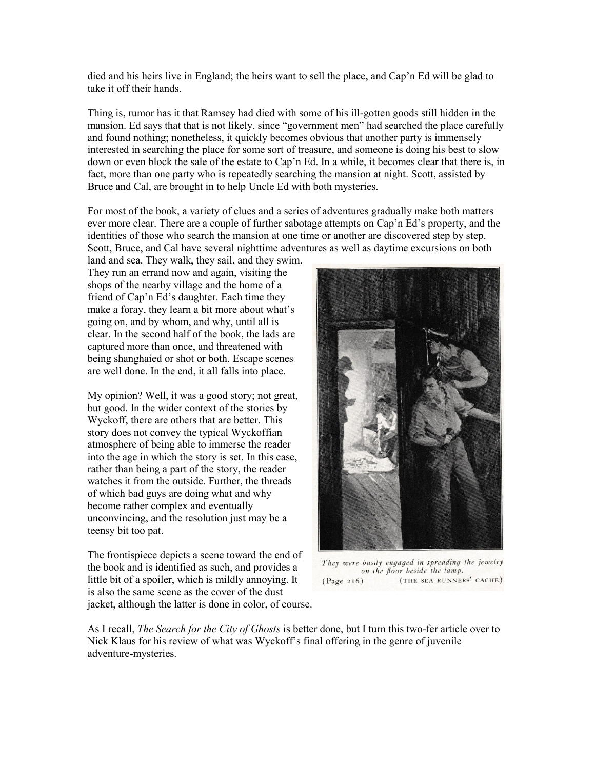died and his heirs live in England; the heirs want to sell the place, and Cap'n Ed will be glad to take it off their hands.

Thing is, rumor has it that Ramsey had died with some of his ill-gotten goods still hidden in the mansion. Ed says that that is not likely, since "government men" had searched the place carefully and found nothing; nonetheless, it quickly becomes obvious that another party is immensely interested in searching the place for some sort of treasure, and someone is doing his best to slow down or even block the sale of the estate to Cap'n Ed. In a while, it becomes clear that there is, in fact, more than one party who is repeatedly searching the mansion at night. Scott, assisted by Bruce and Cal, are brought in to help Uncle Ed with both mysteries.

For most of the book, a variety of clues and a series of adventures gradually make both matters ever more clear. There are a couple of further sabotage attempts on Cap'n Ed's property, and the identities of those who search the mansion at one time or another are discovered step by step. Scott, Bruce, and Cal have several nighttime adventures as well as daytime excursions on both land and sea. They walk, they sail, and they swim. They run an errand now and again, visiting the shops of the nearby village and the home of a friend of Cap'n Ed's daughter. Each time they make a foray, they learn a bit more about what's going on, and by whom, and why, until all is clear. In the second half of the book, the lads are captured more than once, and threatened with being shanghaied or shot or both. Escape scenes are well done. In the end, it all falls into place.

My opinion? Well, it was a good story; not great, but good. In the wider context of the stories by Wyckoff, there are others that are better. This story does not convey the typical Wyckoffian atmosphere of being able to immerse the reader into the age in which the story is set. In this case, rather than being a part of the story, the reader watches it from the outside. Further, the threads of which bad guys are doing what and why become rather complex and eventually unconvincing, and the resolution just may be a teensy bit too pat.

*They were busily engaged in spreading the jewelry on the floor beside the lamp.*
(Page 216) (THE SEA RUNNERS' CACHE)

The frontispiece depicts a scene toward the end of the book and is identified as such, and provides a little bit of a spoiler, which is mildly annoying. It is also the same scene as the cover of the dust jacket, although the latter is done in color, of course.

As I recall, *The Search for the City of Ghosts* is better done, but I turn this two-fer article over to Nick Klaus for his review of what was Wyckoff's final offering in the genre of juvenile adventure-mysteries.